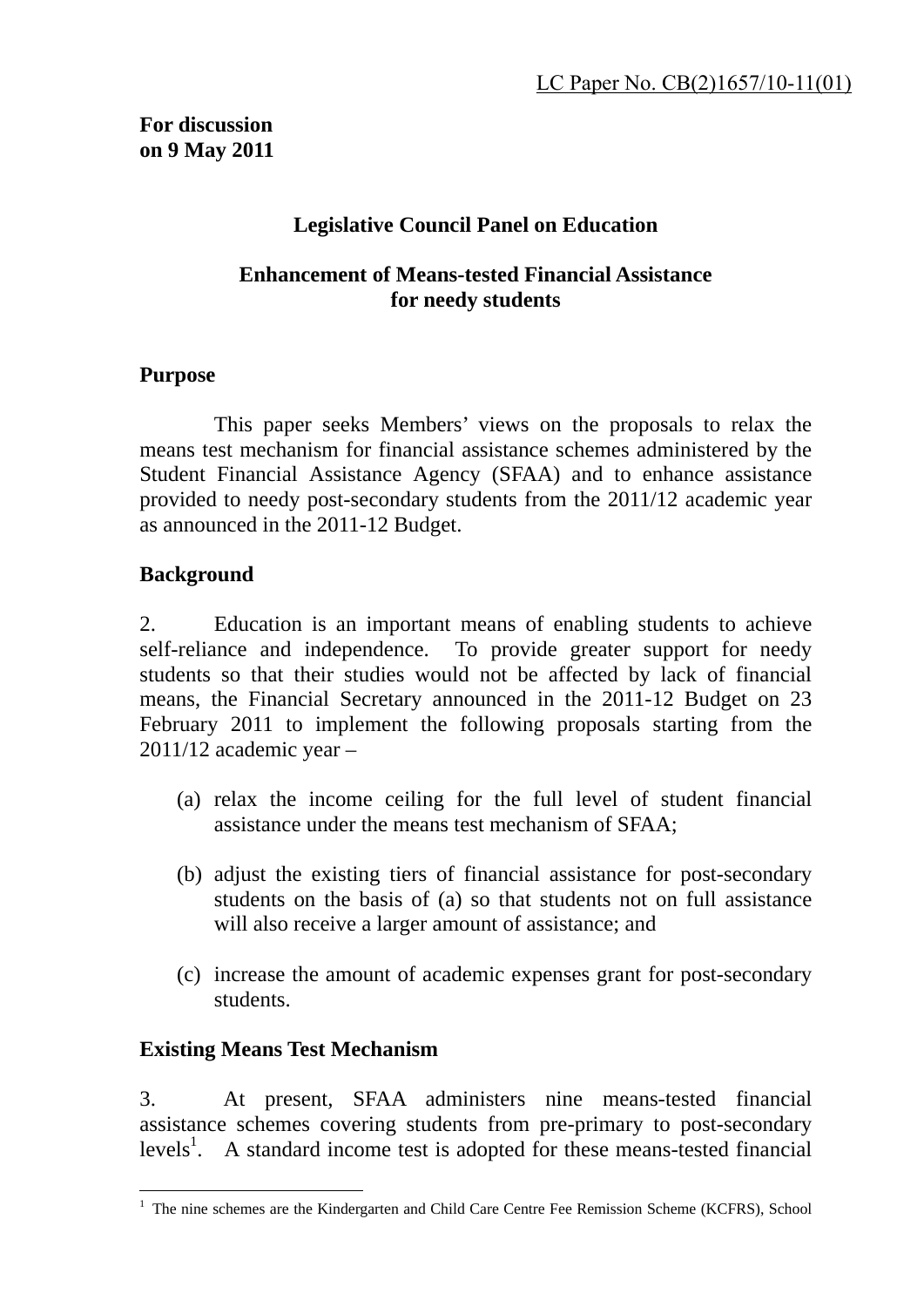LC Paper No. CB(2)1657/10-11(01)

**For discussion on 9 May 2011**

# Legislative Council Panel on Education

## Enhancement of Means-tested Financial Assistance for needy students

### Purpose

This paper seeks Members' views on the proposals to relax the means test mechanism for financial assistance schemes administered by the Student Financial Assistance Agency (SFAA) and to enhance assistance provided to needy post-secondary students from the 2011/12 academic year as announced in the 2011-12 Budget.

### Background

2. Education is an important means of enabling students to achieve self-reliance and independence. To provide greater support for needy students so that their studies would not be affected by lack of financial means, the Financial Secretary announced in the 2011-12 Budget on 23 February 2011 to implement the following proposals starting from the 2011/12 academic year –

(a) relax the income ceiling for the full level of student financial assistance under the means test mechanism of SFAA;

(b) adjust the existing tiers of financial assistance for post-secondary students on the basis of (a) so that students not on full assistance will also receive a larger amount of assistance; and

(c) increase the amount of academic expenses grant for post-secondary students.

### Existing Means Test Mechanism

3. At present, SFAA administers nine means-tested financial assistance schemes covering students from pre-primary to post-secondary levels[1]. A standard income test is adopted for these means-tested financial

---

[1] The nine schemes are the Kindergarten and Child Care Centre Fee Remission Scheme (KCFRS), School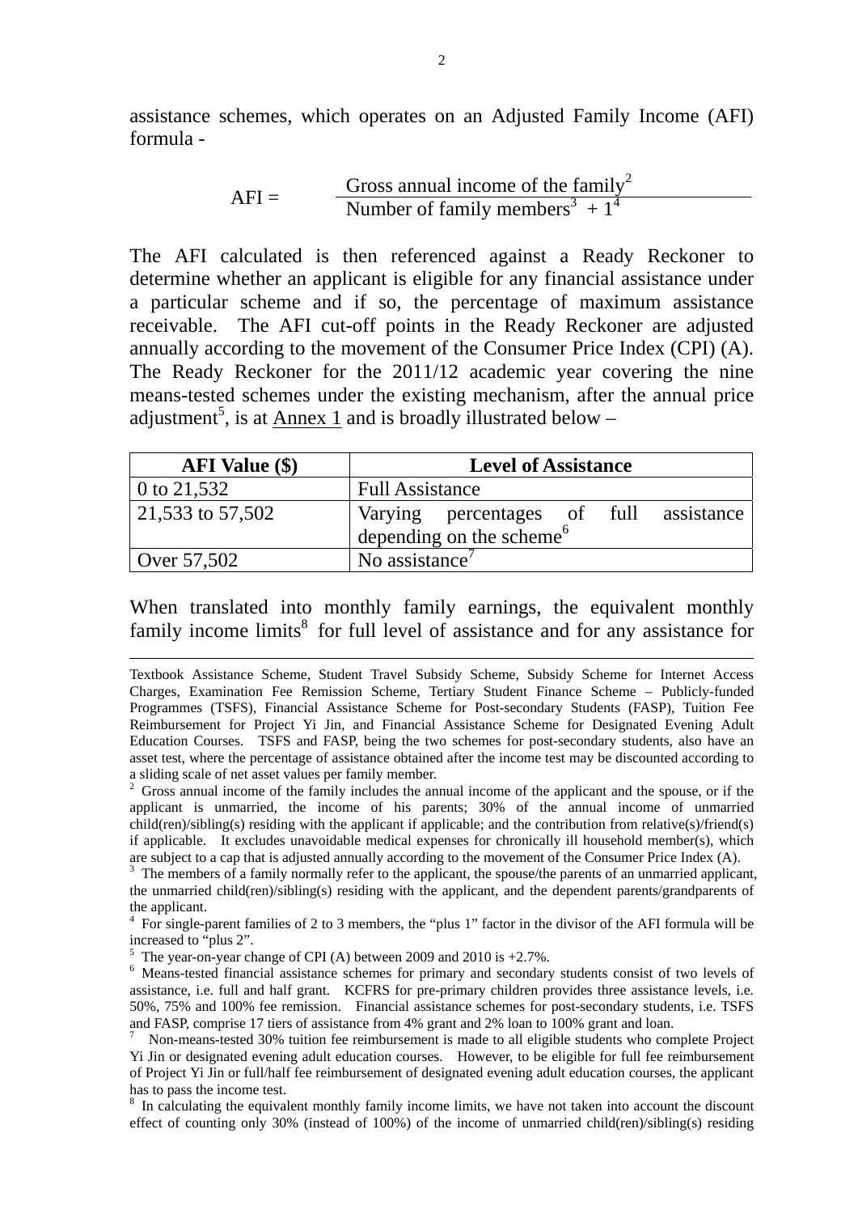assistance schemes, which operates on an Adjusted Family Income (AFI) formula -

$$\text{AFI} = \frac{\text{Gross annual income of the family}^{2}}{\text{Number of family members}^{3} + 1^{4}}$$

The AFI calculated is then referenced against a Ready Reckoner to determine whether an applicant is eligible for any financial assistance under a particular scheme and if so, the percentage of maximum assistance receivable. The AFI cut-off points in the Ready Reckoner are adjusted annually according to the movement of the Consumer Price Index (CPI) (A). The Ready Reckoner for the 2011/12 academic year covering the nine means-tested schemes under the existing mechanism, after the annual price adjustment[5], is at Annex 1 and is broadly illustrated below –

| AFI Value ($) | Level of Assistance |
|---|---|
| 0 to 21,532 | Full Assistance |
| 21,533 to 57,502 | Varying percentages of full assistance depending on the scheme[6] |
| Over 57,502 | No assistance[7] |

When translated into monthly family earnings, the equivalent monthly family income limits[8] for full level of assistance and for any assistance for

---

Textbook Assistance Scheme, Student Travel Subsidy Scheme, Subsidy Scheme for Internet Access Charges, Examination Fee Remission Scheme, Tertiary Student Finance Scheme – Publicly-funded Programmes (TSFS), Financial Assistance Scheme for Post-secondary Students (FASP), Tuition Fee Reimbursement for Project Yi Jin, and Financial Assistance Scheme for Designated Evening Adult Education Courses. TSFS and FASP, being the two schemes for post-secondary students, also have an asset test, where the percentage of assistance obtained after the income test may be discounted according to a sliding scale of net asset values per family member.

[2] Gross annual income of the family includes the annual income of the applicant and the spouse, or if the applicant is unmarried, the income of his parents; 30% of the annual income of unmarried child(ren)/sibling(s) residing with the applicant if applicable; and the contribution from relative(s)/friend(s) if applicable. It excludes unavoidable medical expenses for chronically ill household member(s), which are subject to a cap that is adjusted annually according to the movement of the Consumer Price Index (A).

[3] The members of a family normally refer to the applicant, the spouse/the parents of an unmarried applicant, the unmarried child(ren)/sibling(s) residing with the applicant, and the dependent parents/grandparents of the applicant.

[4] For single-parent families of 2 to 3 members, the "plus 1" factor in the divisor of the AFI formula will be increased to "plus 2".

[5] The year-on-year change of CPI (A) between 2009 and 2010 is +2.7%.

[6] Means-tested financial assistance schemes for primary and secondary students consist of two levels of assistance, i.e. full and half grant. KCFRS for pre-primary children provides three assistance levels, i.e. 50%, 75% and 100% fee remission. Financial assistance schemes for post-secondary students, i.e. TSFS and FASP, comprise 17 tiers of assistance from 4% grant and 2% loan to 100% grant and loan.

[7] Non-means-tested 30% tuition fee reimbursement is made to all eligible students who complete Project Yi Jin or designated evening adult education courses. However, to be eligible for full fee reimbursement of Project Yi Jin or full/half fee reimbursement of designated evening adult education courses, the applicant has to pass the income test.

[8] In calculating the equivalent monthly family income limits, we have not taken into account the discount effect of counting only 30% (instead of 100%) of the income of unmarried child(ren)/sibling(s) residing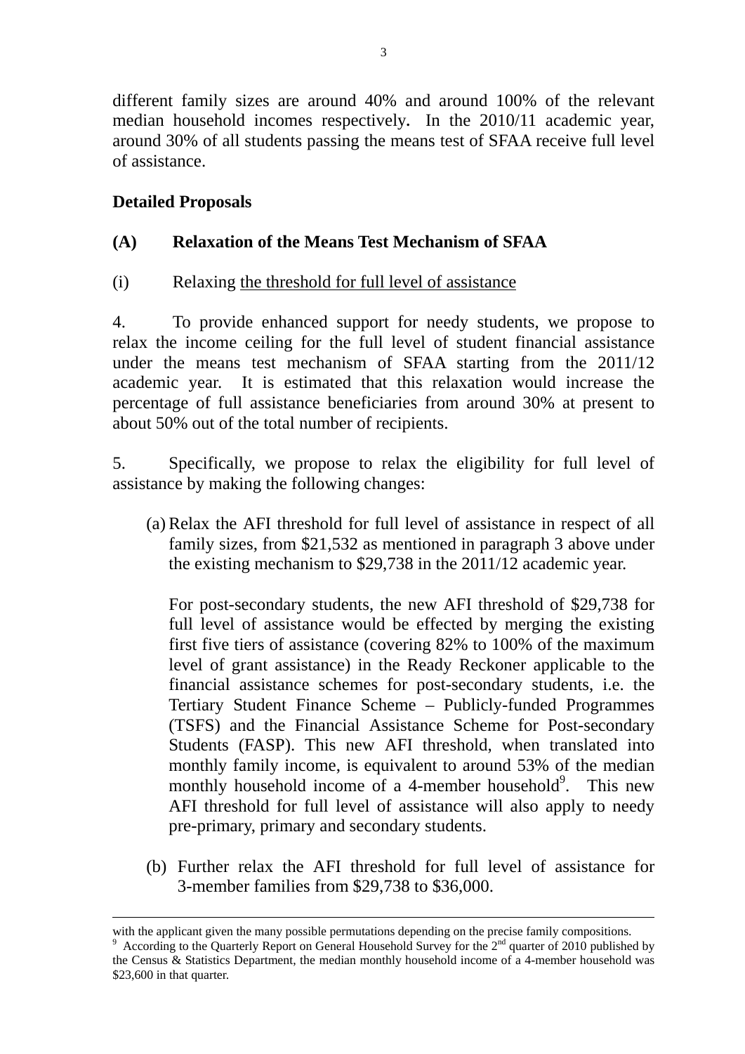different family sizes are around 40% and around 100% of the relevant median household incomes respectively. In the 2010/11 academic year, around 30% of all students passing the means test of SFAA receive full level of assistance.

**Detailed Proposals**

**(A) Relaxation of the Means Test Mechanism of SFAA**

(i) Relaxing the threshold for full level of assistance

4. To provide enhanced support for needy students, we propose to relax the income ceiling for the full level of student financial assistance under the means test mechanism of SFAA starting from the 2011/12 academic year. It is estimated that this relaxation would increase the percentage of full assistance beneficiaries from around 30% at present to about 50% out of the total number of recipients.

5. Specifically, we propose to relax the eligibility for full level of assistance by making the following changes:

(a) Relax the AFI threshold for full level of assistance in respect of all family sizes, from $21,532 as mentioned in paragraph 3 above under the existing mechanism to $29,738 in the 2011/12 academic year.

For post-secondary students, the new AFI threshold of $29,738 for full level of assistance would be effected by merging the existing first five tiers of assistance (covering 82% to 100% of the maximum level of grant assistance) in the Ready Reckoner applicable to the financial assistance schemes for post-secondary students, i.e. the Tertiary Student Finance Scheme – Publicly-funded Programmes (TSFS) and the Financial Assistance Scheme for Post-secondary Students (FASP). This new AFI threshold, when translated into monthly family income, is equivalent to around 53% of the median monthly household income of a 4-member household[9]. This new AFI threshold for full level of assistance will also apply to needy pre-primary, primary and secondary students.

(b) Further relax the AFI threshold for full level of assistance for 3-member families from $29,738 to $36,000.

---

with the applicant given the many possible permutations depending on the precise family compositions.

[9] According to the Quarterly Report on General Household Survey for the 2nd quarter of 2010 published by the Census & Statistics Department, the median monthly household income of a 4-member household was $23,600 in that quarter.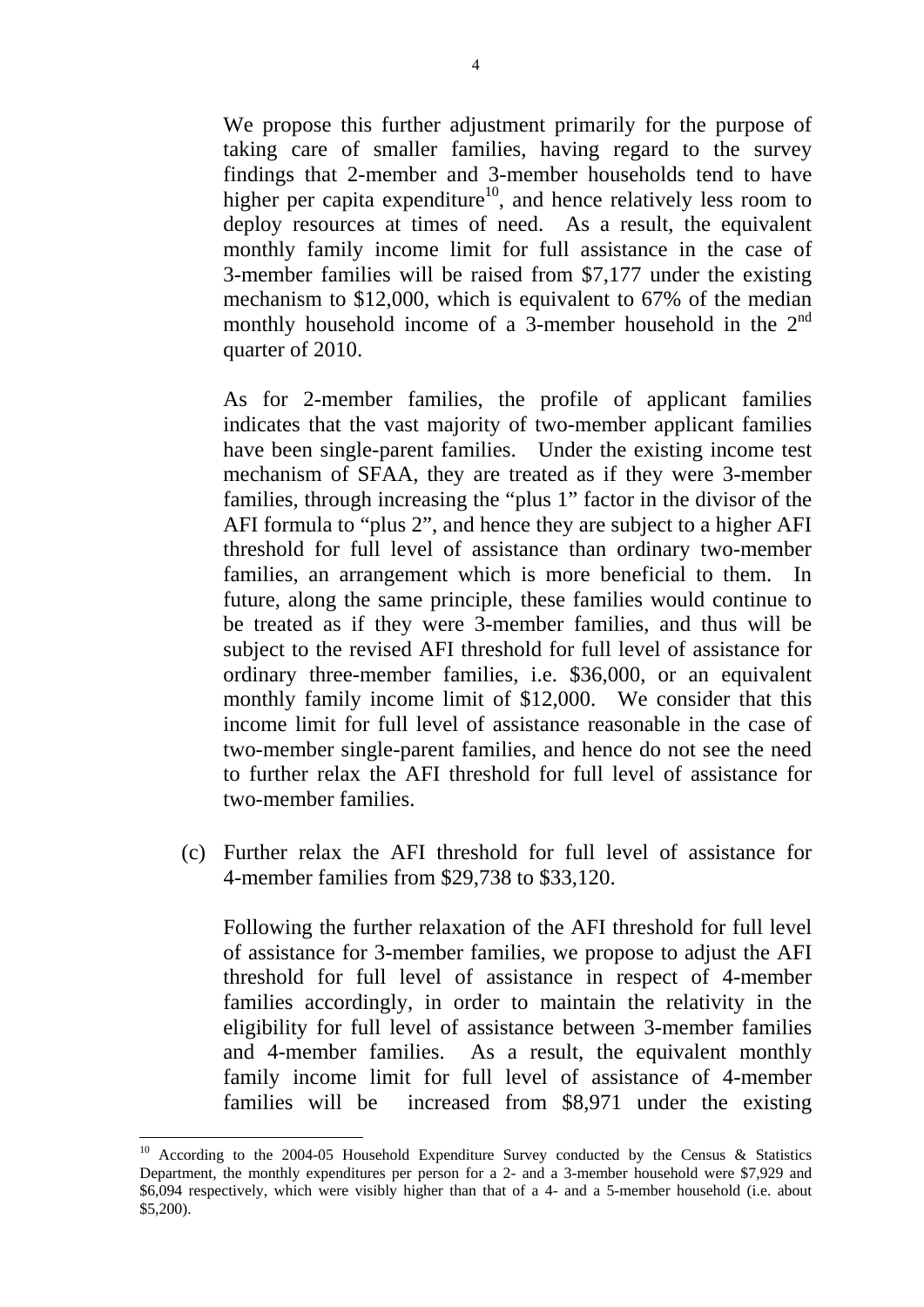We propose this further adjustment primarily for the purpose of taking care of smaller families, having regard to the survey findings that 2-member and 3-member households tend to have higher per capita expenditure[10], and hence relatively less room to deploy resources at times of need. As a result, the equivalent monthly family income limit for full assistance in the case of 3-member families will be raised from $7,177 under the existing mechanism to $12,000, which is equivalent to 67% of the median monthly household income of a 3-member household in the 2nd quarter of 2010.

As for 2-member families, the profile of applicant families indicates that the vast majority of two-member applicant families have been single-parent families. Under the existing income test mechanism of SFAA, they are treated as if they were 3-member families, through increasing the "plus 1" factor in the divisor of the AFI formula to "plus 2", and hence they are subject to a higher AFI threshold for full level of assistance than ordinary two-member families, an arrangement which is more beneficial to them. In future, along the same principle, these families would continue to be treated as if they were 3-member families, and thus will be subject to the revised AFI threshold for full level of assistance for ordinary three-member families, i.e. $36,000, or an equivalent monthly family income limit of $12,000. We consider that this income limit for full level of assistance reasonable in the case of two-member single-parent families, and hence do not see the need to further relax the AFI threshold for full level of assistance for two-member families.

(c) Further relax the AFI threshold for full level of assistance for 4-member families from $29,738 to $33,120.

Following the further relaxation of the AFI threshold for full level of assistance for 3-member families, we propose to adjust the AFI threshold for full level of assistance in respect of 4-member families accordingly, in order to maintain the relativity in the eligibility for full level of assistance between 3-member families and 4-member families. As a result, the equivalent monthly family income limit for full level of assistance of 4-member families will be increased from $8,971 under the existing

[10] According to the 2004-05 Household Expenditure Survey conducted by the Census & Statistics Department, the monthly expenditures per person for a 2- and a 3-member household were $7,929 and $6,094 respectively, which were visibly higher than that of a 4- and a 5-member household (i.e. about $5,200).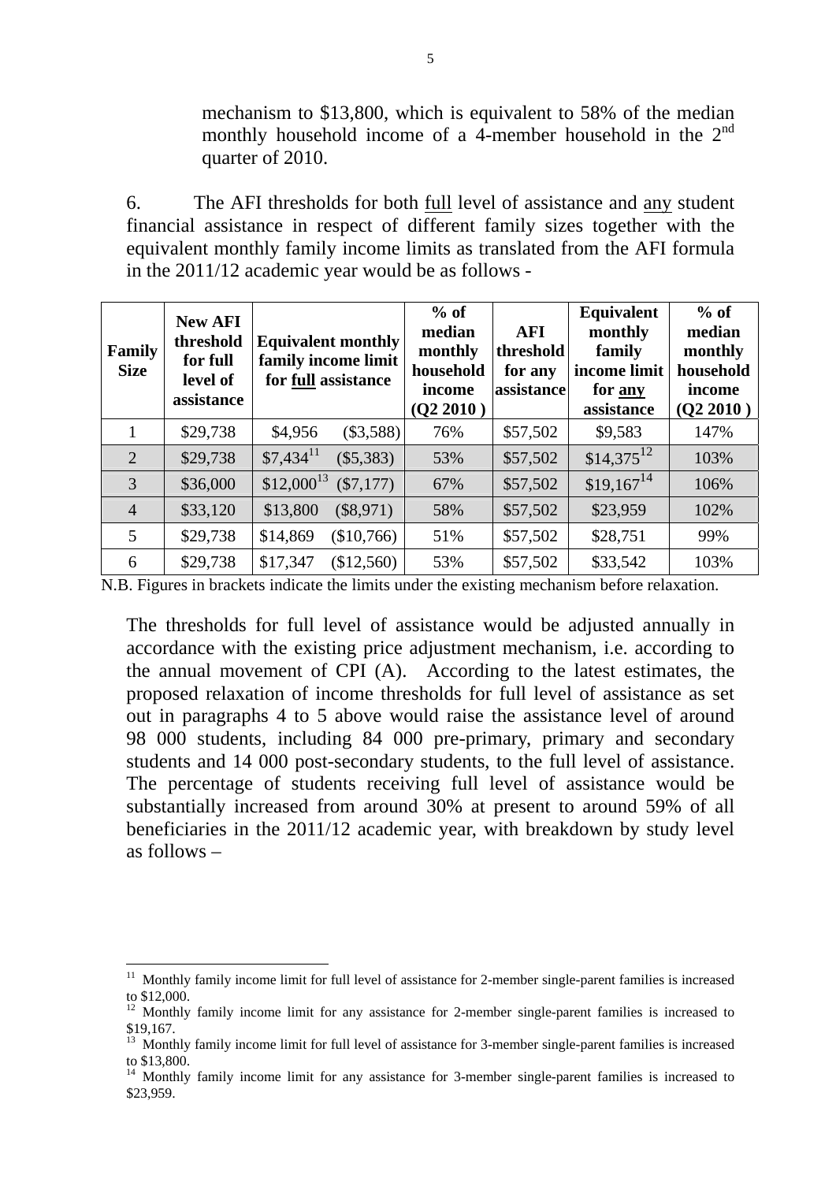mechanism to $13,800, which is equivalent to 58% of the median monthly household income of a 4-member household in the 2nd quarter of 2010.

6. The AFI thresholds for both full level of assistance and any student financial assistance in respect of different family sizes together with the equivalent monthly family income limits as translated from the AFI formula in the 2011/12 academic year would be as follows -

| Family Size | New AFI threshold for full level of assistance | Equivalent monthly family income limit for full assistance | | % of median monthly household income (Q2 2010 ) | AFI threshold for any assistance | Equivalent monthly family income limit for any assistance | % of median monthly household income (Q2 2010 ) |
|---|---|---|---|---|---|---|---|
| 1 | $29,738 | $4,956 | ($3,588) | 76% | $57,502 | $9,583 | 147% |
| 2 | $29,738 | $7,434[11] | ($5,383) | 53% | $57,502 | $14,375[12] | 103% |
| 3 | $36,000 | $12,000[13] | ($7,177) | 67% | $57,502 | $19,167[14] | 106% |
| 4 | $33,120 | $13,800 | ($8,971) | 58% | $57,502 | $23,959 | 102% |
| 5 | $29,738 | $14,869 | ($10,766) | 51% | $57,502 | $28,751 | 99% |
| 6 | $29,738 | $17,347 | ($12,560) | 53% | $57,502 | $33,542 | 103% |

N.B. Figures in brackets indicate the limits under the existing mechanism before relaxation.

The thresholds for full level of assistance would be adjusted annually in accordance with the existing price adjustment mechanism, i.e. according to the annual movement of CPI (A). According to the latest estimates, the proposed relaxation of income thresholds for full level of assistance as set out in paragraphs 4 to 5 above would raise the assistance level of around 98 000 students, including 84 000 pre-primary, primary and secondary students and 14 000 post-secondary students, to the full level of assistance. The percentage of students receiving full level of assistance would be substantially increased from around 30% at present to around 59% of all beneficiaries in the 2011/12 academic year, with breakdown by study level as follows –

[11] Monthly family income limit for full level of assistance for 2-member single-parent families is increased to $12,000.

[12] Monthly family income limit for any assistance for 2-member single-parent families is increased to $19,167.

[13] Monthly family income limit for full level of assistance for 3-member single-parent families is increased to $13,800.

[14] Monthly family income limit for any assistance for 3-member single-parent families is increased to $23,959.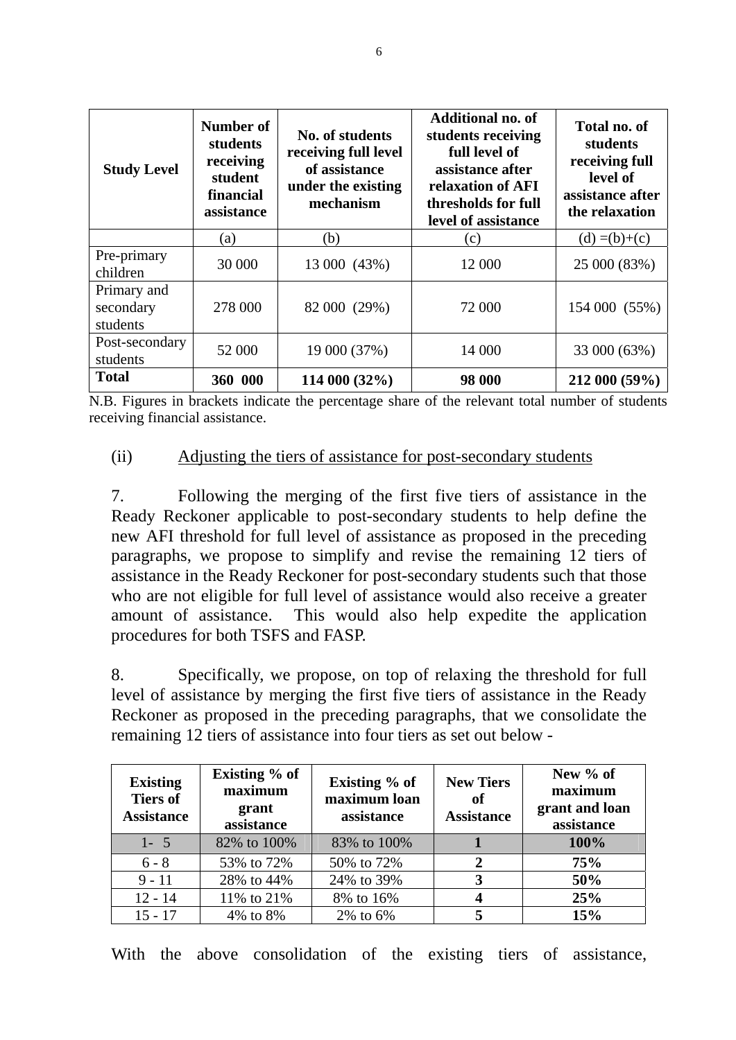| Study Level | Number of students receiving student financial assistance | No. of students receiving full level of assistance under the existing mechanism | Additional no. of students receiving full level of assistance after relaxation of AFI thresholds for full level of assistance | Total no. of students receiving full level of assistance after the relaxation |
|---|---|---|---|---|
| | (a) | (b) | (c) | (d) =(b)+(c) |
| Pre-primary children | 30 000 | 13 000 (43%) | 12 000 | 25 000 (83%) |
| Primary and secondary students | 278 000 | 82 000 (29%) | 72 000 | 154 000 (55%) |
| Post-secondary students | 52 000 | 19 000 (37%) | 14 000 | 33 000 (63%) |
| **Total** | **360 000** | **114 000 (32%)** | **98 000** | **212 000 (59%)** |

N.B. Figures in brackets indicate the percentage share of the relevant total number of students receiving financial assistance.

(ii) Adjusting the tiers of assistance for post-secondary students

7. Following the merging of the first five tiers of assistance in the Ready Reckoner applicable to post-secondary students to help define the new AFI threshold for full level of assistance as proposed in the preceding paragraphs, we propose to simplify and revise the remaining 12 tiers of assistance in the Ready Reckoner for post-secondary students such that those who are not eligible for full level of assistance would also receive a greater amount of assistance. This would also help expedite the application procedures for both TSFS and FASP.

8. Specifically, we propose, on top of relaxing the threshold for full level of assistance by merging the first five tiers of assistance in the Ready Reckoner as proposed in the preceding paragraphs, that we consolidate the remaining 12 tiers of assistance into four tiers as set out below -

| Existing Tiers of Assistance | Existing % of maximum grant assistance | Existing % of maximum loan assistance | New Tiers of Assistance | New % of maximum grant and loan assistance |
|---|---|---|---|---|
| 1- 5 | 82% to 100% | 83% to 100% | **1** | **100%** |
| 6 - 8 | 53% to 72% | 50% to 72% | **2** | **75%** |
| 9 - 11 | 28% to 44% | 24% to 39% | **3** | **50%** |
| 12 - 14 | 11% to 21% | 8% to 16% | **4** | **25%** |
| 15 - 17 | 4% to 8% | 2% to 6% | **5** | **15%** |

With the above consolidation of the existing tiers of assistance,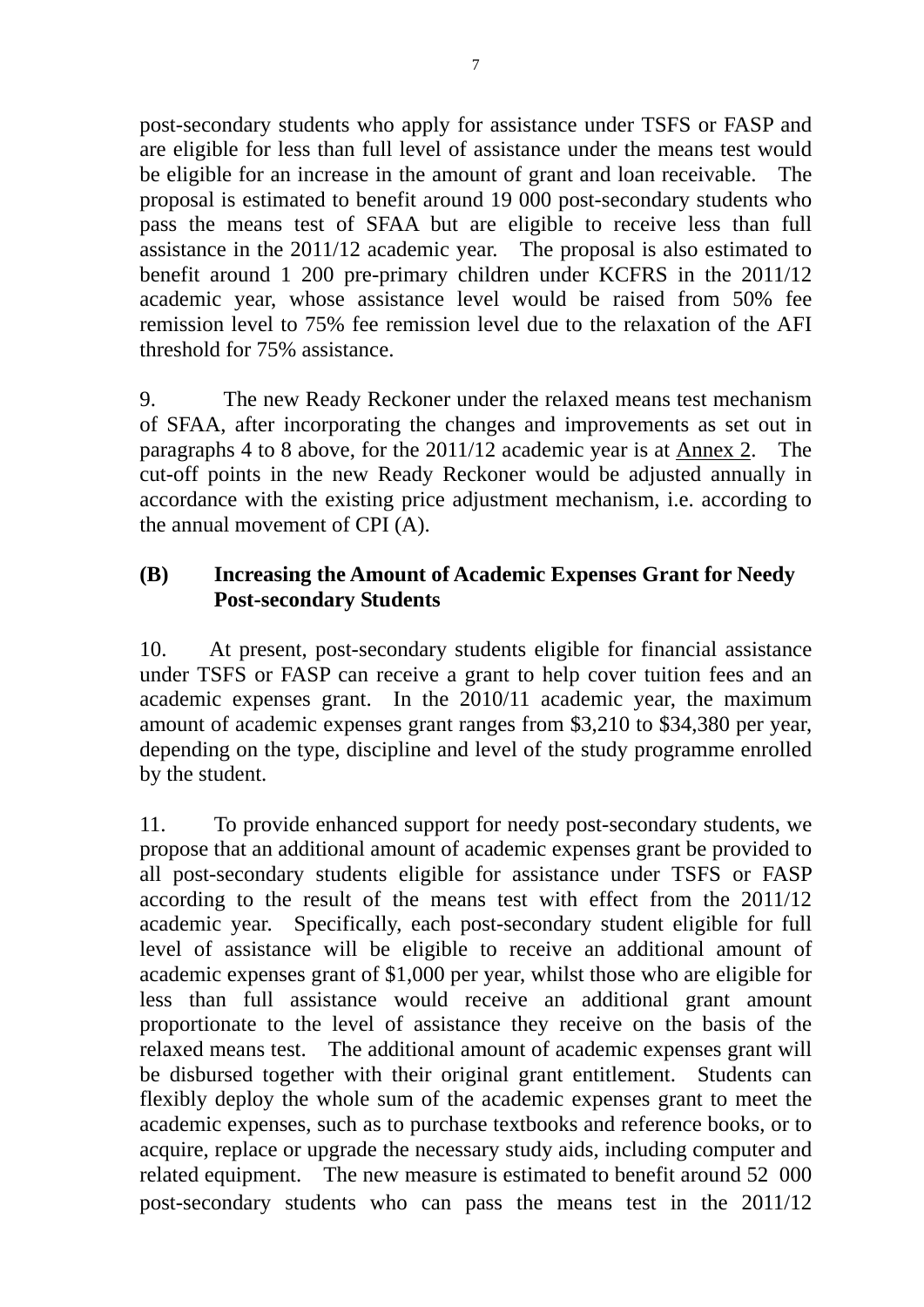post-secondary students who apply for assistance under TSFS or FASP and are eligible for less than full level of assistance under the means test would be eligible for an increase in the amount of grant and loan receivable. The proposal is estimated to benefit around 19 000 post-secondary students who pass the means test of SFAA but are eligible to receive less than full assistance in the 2011/12 academic year. The proposal is also estimated to benefit around 1 200 pre-primary children under KCFRS in the 2011/12 academic year, whose assistance level would be raised from 50% fee remission level to 75% fee remission level due to the relaxation of the AFI threshold for 75% assistance.

9. The new Ready Reckoner under the relaxed means test mechanism of SFAA, after incorporating the changes and improvements as set out in paragraphs 4 to 8 above, for the 2011/12 academic year is at Annex 2. The cut-off points in the new Ready Reckoner would be adjusted annually in accordance with the existing price adjustment mechanism, i.e. according to the annual movement of CPI (A).

**(B) Increasing the Amount of Academic Expenses Grant for Needy Post-secondary Students**

10. At present, post-secondary students eligible for financial assistance under TSFS or FASP can receive a grant to help cover tuition fees and an academic expenses grant. In the 2010/11 academic year, the maximum amount of academic expenses grant ranges from $3,210 to $34,380 per year, depending on the type, discipline and level of the study programme enrolled by the student.

11. To provide enhanced support for needy post-secondary students, we propose that an additional amount of academic expenses grant be provided to all post-secondary students eligible for assistance under TSFS or FASP according to the result of the means test with effect from the 2011/12 academic year. Specifically, each post-secondary student eligible for full level of assistance will be eligible to receive an additional amount of academic expenses grant of $1,000 per year, whilst those who are eligible for less than full assistance would receive an additional grant amount proportionate to the level of assistance they receive on the basis of the relaxed means test. The additional amount of academic expenses grant will be disbursed together with their original grant entitlement. Students can flexibly deploy the whole sum of the academic expenses grant to meet the academic expenses, such as to purchase textbooks and reference books, or to acquire, replace or upgrade the necessary study aids, including computer and related equipment. The new measure is estimated to benefit around 52 000 post-secondary students who can pass the means test in the 2011/12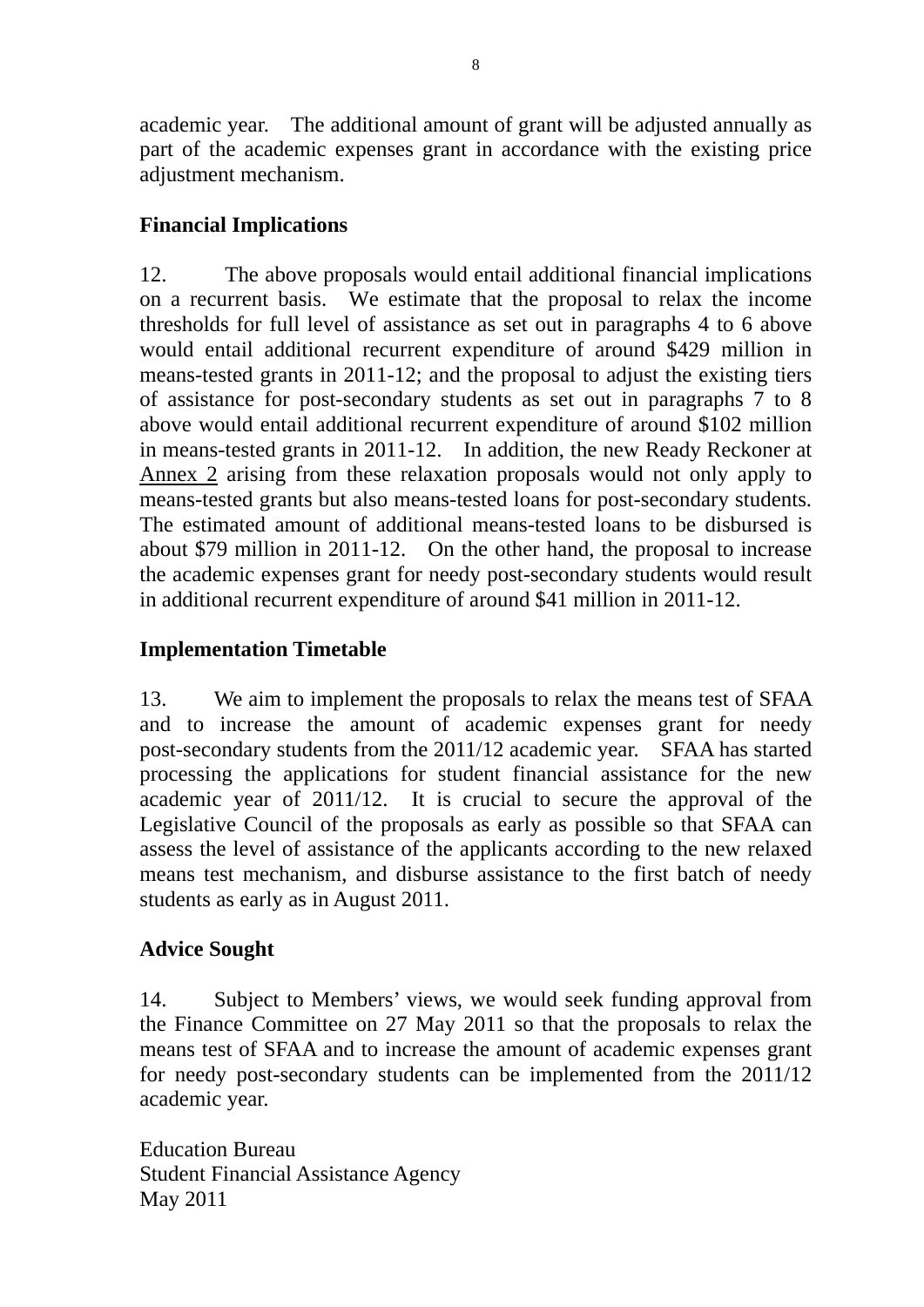academic year. The additional amount of grant will be adjusted annually as part of the academic expenses grant in accordance with the existing price adjustment mechanism.

**Financial Implications**

12. The above proposals would entail additional financial implications on a recurrent basis. We estimate that the proposal to relax the income thresholds for full level of assistance as set out in paragraphs 4 to 6 above would entail additional recurrent expenditure of around $429 million in means-tested grants in 2011-12; and the proposal to adjust the existing tiers of assistance for post-secondary students as set out in paragraphs 7 to 8 above would entail additional recurrent expenditure of around $102 million in means-tested grants in 2011-12. In addition, the new Ready Reckoner at Annex 2 arising from these relaxation proposals would not only apply to means-tested grants but also means-tested loans for post-secondary students. The estimated amount of additional means-tested loans to be disbursed is about $79 million in 2011-12. On the other hand, the proposal to increase the academic expenses grant for needy post-secondary students would result in additional recurrent expenditure of around $41 million in 2011-12.

**Implementation Timetable**

13. We aim to implement the proposals to relax the means test of SFAA and to increase the amount of academic expenses grant for needy post-secondary students from the 2011/12 academic year. SFAA has started processing the applications for student financial assistance for the new academic year of 2011/12. It is crucial to secure the approval of the Legislative Council of the proposals as early as possible so that SFAA can assess the level of assistance of the applicants according to the new relaxed means test mechanism, and disburse assistance to the first batch of needy students as early as in August 2011.

**Advice Sought**

14. Subject to Members' views, we would seek funding approval from the Finance Committee on 27 May 2011 so that the proposals to relax the means test of SFAA and to increase the amount of academic expenses grant for needy post-secondary students can be implemented from the 2011/12 academic year.

Education Bureau
Student Financial Assistance Agency
May 2011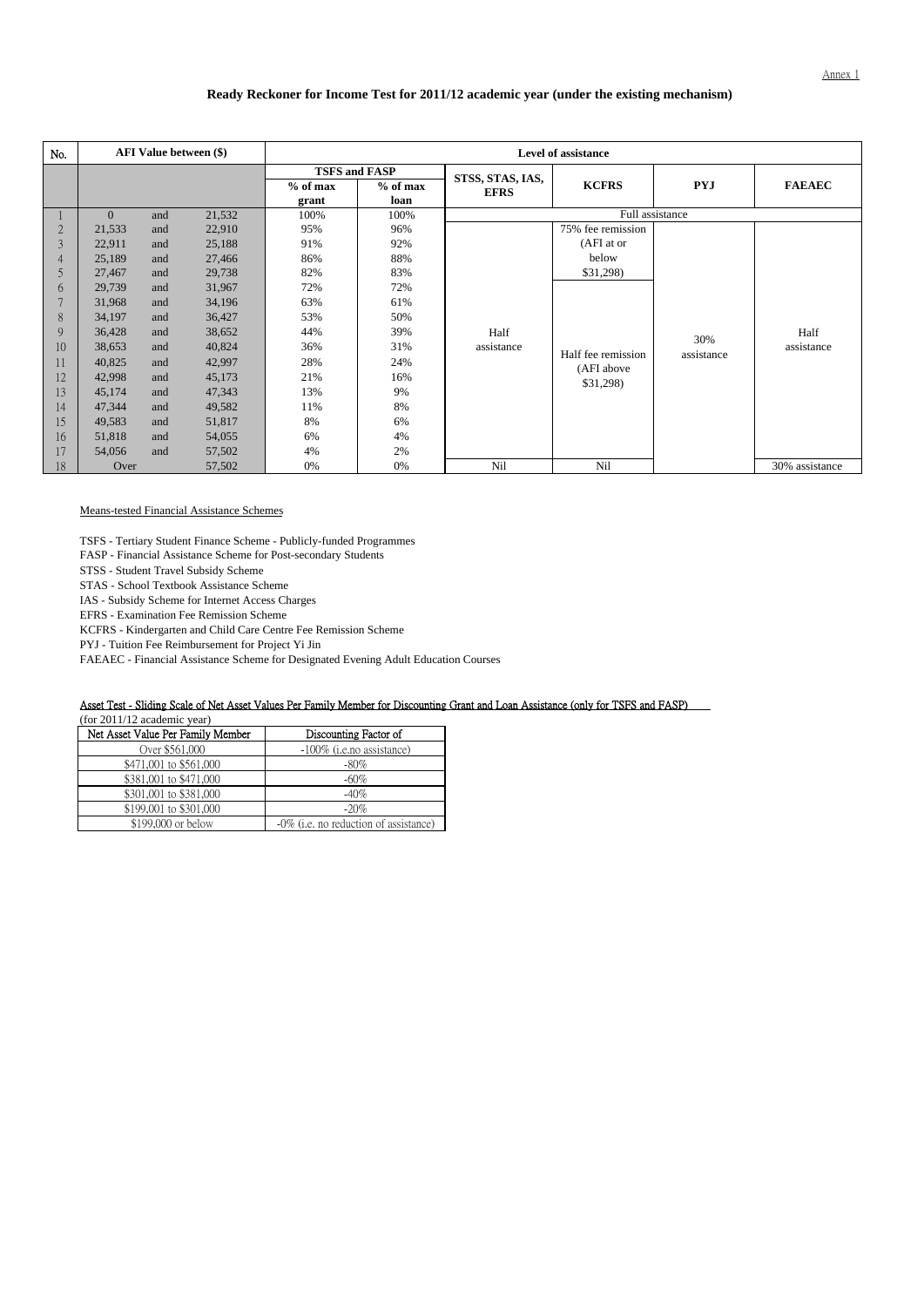Annex 1

**Ready Reckoner for Income Test for 2011/12 academic year (under the existing mechanism)**

| No. | AFI Value between ($) | | | Level of assistance | | | | | |
|---|---|---|---|---|---|---|---|---|---|
| | | | | TSFS and FASP | | STSS, STAS, IAS, EFRS | KCFRS | PYJ | FAEAEC |
| | | | | % of max grant | % of max loan | | | | |
| 1 | 0 | and | 21,532 | 100% | 100% | Full assistance | | | |
| 2 | 21,533 | and | 22,910 | 95% | 96% | Half assistance | 75% fee remission (AFI at or below $31,298) | 30% assistance | Half assistance |
| 3 | 22,911 | and | 25,188 | 91% | 92% | | | | |
| 4 | 25,189 | and | 27,466 | 86% | 88% | | | | |
| 5 | 27,467 | and | 29,738 | 82% | 83% | | | | |
| 6 | 29,739 | and | 31,967 | 72% | 72% | | Half fee remission (AFI above $31,298) | | |
| 7 | 31,968 | and | 34,196 | 63% | 61% | | | | |
| 8 | 34,197 | and | 36,427 | 53% | 50% | | | | |
| 9 | 36,428 | and | 38,652 | 44% | 39% | | | | |
| 10 | 38,653 | and | 40,824 | 36% | 31% | | | | |
| 11 | 40,825 | and | 42,997 | 28% | 24% | | | | |
| 12 | 42,998 | and | 45,173 | 21% | 16% | | | | |
| 13 | 45,174 | and | 47,343 | 13% | 9% | | | | |
| 14 | 47,344 | and | 49,582 | 11% | 8% | | | | |
| 15 | 49,583 | and | 51,817 | 8% | 6% | | | | |
| 16 | 51,818 | and | 54,055 | 6% | 4% | | | | |
| 17 | 54,056 | and | 57,502 | 4% | 2% | | | | |
| 18 | Over | | 57,502 | 0% | 0% | Nil | Nil | | 30% assistance |

Means-tested Financial Assistance Schemes

TSFS - Tertiary Student Finance Scheme - Publicly-funded Programmes
FASP - Financial Assistance Scheme for Post-secondary Students
STSS - Student Travel Subsidy Scheme
STAS - School Textbook Assistance Scheme
IAS - Subsidy Scheme for Internet Access Charges
EFRS - Examination Fee Remission Scheme
KCFRS - Kindergarten and Child Care Centre Fee Remission Scheme
PYJ - Tuition Fee Reimbursement for Project Yi Jin
FAEAEC - Financial Assistance Scheme for Designated Evening Adult Education Courses

Asset Test - Sliding Scale of Net Asset Values Per Family Member for Discounting Grant and Loan Assistance (only for TSFS and FASP)
(for 2011/12 academic year)

| Net Asset Value Per Family Member | Discounting Factor of |
|---|---|
| Over $561,000 | -100% (i.e.no assistance) |
| $471,001 to $561,000 | -80% |
| $381,001 to $471,000 | -60% |
| $301,001 to $381,000 | -40% |
| $199,001 to $301,000 | -20% |
| $199,000 or below | -0% (i.e. no reduction of assistance) |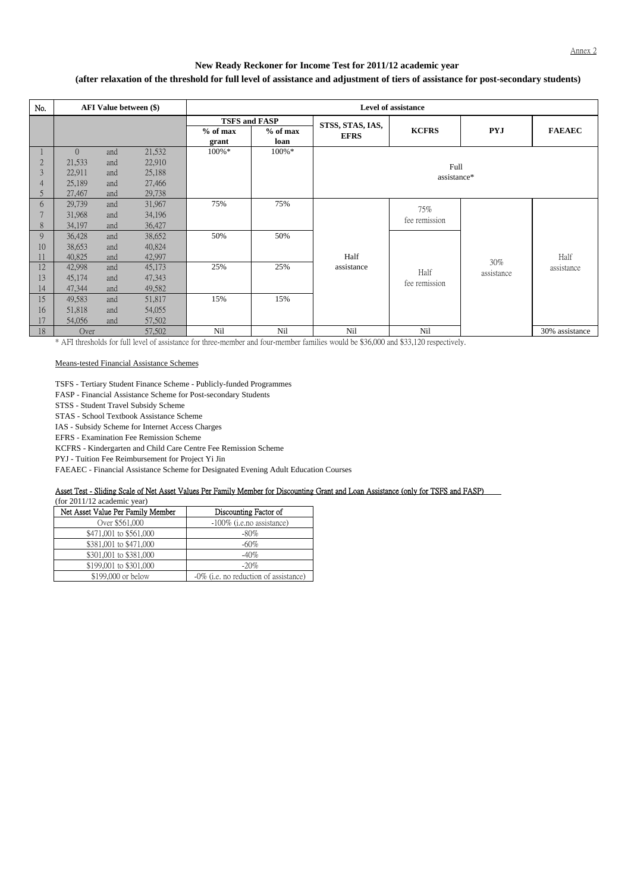Annex 2

## New Ready Reckoner for Income Test for 2011/12 academic year

### (after relaxation of the threshold for full level of assistance and adjustment of tiers of assistance for post-secondary students)

| No. | AFI Value between ($) | | | Level of assistance | | | | | |
|---|---|---|---|---|---|---|---|---|---|
| | | | | TSFS and FASP | | STSS, STAS, IAS, EFRS | KCFRS | PYJ | FAEAEC |
| | | | | % of max grant | % of max loan | | | | |
| 1 | 0 | and | 21,532 | 100%* | 100%* | Full assistance* | | | |
| 2 | 21,533 | and | 22,910 | | | | | | |
| 3 | 22,911 | and | 25,188 | | | | | | |
| 4 | 25,189 | and | 27,466 | | | | | | |
| 5 | 27,467 | and | 29,738 | | | | | | |
| 6 | 29,739 | and | 31,967 | 75% | 75% | Half assistance | 75% fee remission | 30% assistance | Half assistance |
| 7 | 31,968 | and | 34,196 | | | | | | |
| 8 | 34,197 | and | 36,427 | | | | | | |
| 9 | 36,428 | and | 38,652 | 50% | 50% | | Half fee remission | | |
| 10 | 38,653 | and | 40,824 | | | | | | |
| 11 | 40,825 | and | 42,997 | | | | | | |
| 12 | 42,998 | and | 45,173 | 25% | 25% | | | | |
| 13 | 45,174 | and | 47,343 | | | | | | |
| 14 | 47,344 | and | 49,582 | | | | | | |
| 15 | 49,583 | and | 51,817 | 15% | 15% | | | | |
| 16 | 51,818 | and | 54,055 | | | | | | |
| 17 | 54,056 | and | 57,502 | | | | | | |
| 18 | Over | | 57,502 | Nil | Nil | Nil | Nil | | 30% assistance |

* AFI thresholds for full level of assistance for three-member and four-member families would be $36,000 and $33,120 respectively.

Means-tested Financial Assistance Schemes

TSFS - Tertiary Student Finance Scheme - Publicly-funded Programmes
FASP - Financial Assistance Scheme for Post-secondary Students
STSS - Student Travel Subsidy Scheme
STAS - School Textbook Assistance Scheme
IAS - Subsidy Scheme for Internet Access Charges
EFRS - Examination Fee Remission Scheme
KCFRS - Kindergarten and Child Care Centre Fee Remission Scheme
PYJ - Tuition Fee Reimbursement for Project Yi Jin
FAEAEC - Financial Assistance Scheme for Designated Evening Adult Education Courses

Asset Test - Sliding Scale of Net Asset Values Per Family Member for Discounting Grant and Loan Assistance (only for TSFS and FASP)
(for 2011/12 academic year)

| Net Asset Value Per Family Member | Discounting Factor of |
|---|---|
| Over $561,000 | -100% (i.e.no assistance) |
| $471,001 to $561,000 | -80% |
| $381,001 to $471,000 | -60% |
| $301,001 to $381,000 | -40% |
| $199,001 to $301,000 | -20% |
| $199,000 or below | -0% (i.e. no reduction of assistance) |